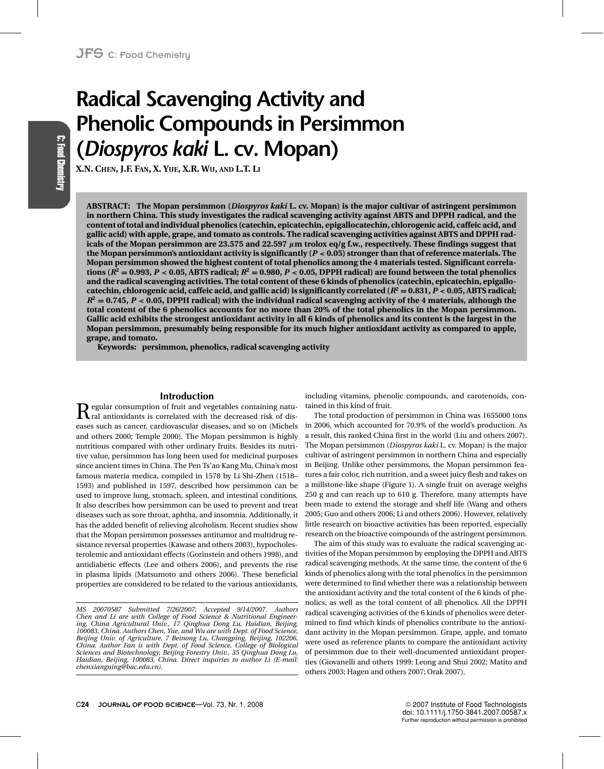# Radical Scavenging Activity and Phenolic Compounds in Persimmon (*Diospyros kaki* L. cv. Mopan)

X.N. CHEN, J.F. FAN, X. YUE, X.R. WU, AND L.T. LI

**ABSTRACT: The Mopan persimmon (*Diospyros kaki* L. cv. Mopan) is the major cultivar of astringent persimmon in northern China. This study investigates the radical scavenging activity against ABTS and DPPH radical, and the content of total and individual phenolics (catechin, epicatechin, epigallocatechin, chlorogenic acid, caffeic acid, and gallic acid) with apple, grape, and tomato as controls. The radical scavenging activities against ABTS and DPPH radicals of the Mopan persimmon are 23.575 and 22.597 μm trolox eq/g f.w., respectively. These findings suggest that the Mopan persimmon's antioxidant activity is significantly ($P < 0.05$) stronger than that of reference materials. The Mopan persimmon showed the highest content of total phenolics among the 4 materials tested. Significant correlations ($R^2 = 0.993$, $P < 0.05$, ABTS radical; $R^2 = 0.980$, $P < 0.05$, DPPH radical) are found between the total phenolics and the radical scavenging activities. The total content of these 6 kinds of phenolics (catechin, epicatechin, epigallocatechin, chlorogenic acid, caffeic acid, and gallic acid) is significantly correlated ($R^2 = 0.831$, $P < 0.05$, ABTS radical; $R^2 = 0.745$, $P < 0.05$, DPPH radical) with the individual radical scavenging activity of the 4 materials, although the total content of the 6 phenolics accounts for no more than 20% of the total phenolics in the Mopan persimmon. Gallic acid exhibits the strongest antioxidant activity in all 6 kinds of phenolics and its content is the largest in the Mopan persimmon, presumably being responsible for its much higher antioxidant activity as compared to apple, grape, and tomato.**

**Keywords: persimmon, phenolics, radical scavenging activity**

## Introduction

Regular consumption of fruit and vegetables containing natural antioxidants is correlated with the decreased risk of diseases such as cancer, cardiovascular diseases, and so on (Michels and others 2000; Temple 2000). The Mopan persimmon is highly nutritious compared with other ordinary fruits. Besides its nutritive value, persimmon has long been used for medicinal purposes since ancient times in China. The Pen Ts'ao Kang Mu, China's most famous materia medica, compiled in 1578 by Li Shi-Zhen (1518–1593) and published in 1597, described how persimmon can be used to improve lung, stomach, spleen, and intestinal conditions. It also describes how persimmon can be used to prevent and treat diseases such as sore throat, aphtha, and insomnia. Additionally, it has the added benefit of relieving alcoholism. Recent studies show that the Mopan persimmon possesses antitumor and multidrug resistance reversal properties (Kawase and others 2003), hypocholesterolemic and antioxidant effects (Gorinstein and others 1998), and antidiabetic effects (Lee and others 2006), and prevents the rise in plasma lipids (Matsumoto and others 2006). These beneficial properties are considered to be related to the various antioxidants, including vitamins, phenolic compounds, and carotenoids, contained in this kind of fruit.

The total production of persimmon in China was 1655000 tons in 2006, which accounted for 70.9% of the world's production. As a result, this ranked China first in the world (Liu and others 2007). The Mopan persimmon (*Diospyros kaki* L. cv. Mopan) is the major cultivar of astringent persimmon in northern China and especially in Beijing. Unlike other persimmons, the Mopan persimmon features a fair color, rich nutrition, and a sweet juicy flesh and takes on a millstone-like shape (Figure 1). A single fruit on average weighs 250 g and can reach up to 610 g. Therefore, many attempts have been made to extend the storage and shelf life (Wang and others 2005; Guo and others 2006; Li and others 2006). However, relatively little research on bioactive activities has been reported, especially research on the bioactive compounds of the astringent persimmon.

The aim of this study was to evaluate the radical scavenging activities of the Mopan persimmon by employing the DPPH and ABTS radical scavenging methods. At the same time, the content of the 6 kinds of phenolics along with the total phenolics in the persimmon were determined to find whether there was a relationship between the antioxidant activity and the total content of the 6 kinds of phenolics, as well as the total content of all phenolics. All the DPPH radical scavenging activities of the 6 kinds of phenolics were determined to find which kinds of phenolics contribute to the antioxidant activity in the Mopan persimmon. Grape, apple, and tomato were used as reference plants to compare the antioxidant activity of persimmon due to their well-documented antioxidant properties (Giovanelli and others 1999; Leong and Shui 2002; Matito and others 2003; Hagen and others 2007; Orak 2007).

*MS 20070587 Submitted 7/26/2007, Accepted 9/14/2007. Authors Chen and Li are with College of Food Science & Nutritional Engineering, China Agricultural Univ., 17 Qinghua Dong Lu, Haidian, Beijing, 100083, China. Authors Chen, Yue, and Wu are with Dept. of Food Science, Beijing Univ. of Agriculture, 7 Beinong Lu, Changping, Beijing, 102206, China. Author Fan is with Dept. of Food Science, College of Biological Sciences and Biotechnology, Beijing Forestry Univ., 35 Qinghua Dong Lu, Haidian, Beijing, 100083, China. Direct inquiries to author Li (E-mail: chenxiangning@bac.edu.cn).*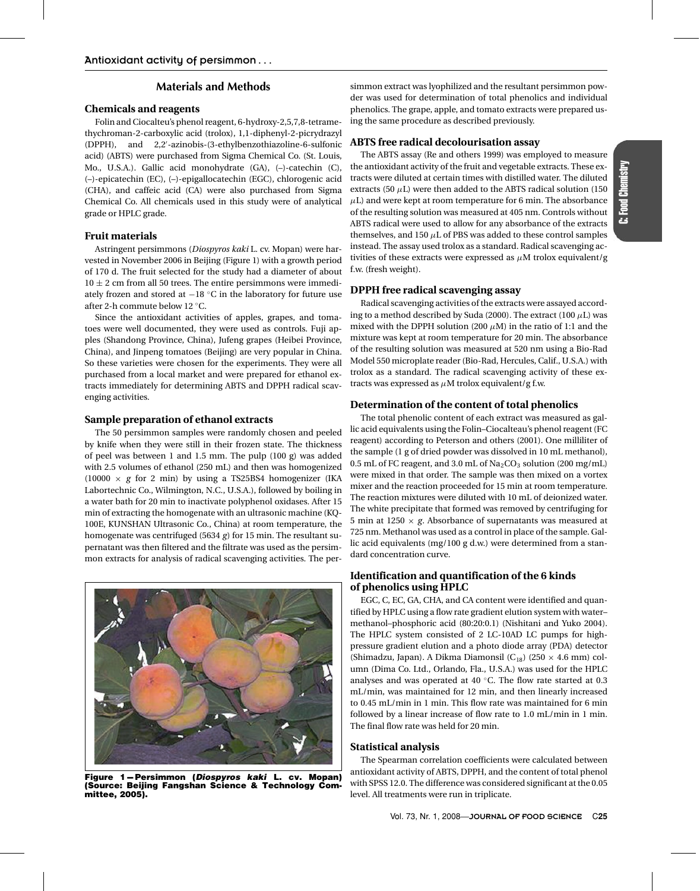## Materials and Methods

### Chemicals and reagents

Folin and Ciocalteu's phenol reagent, 6-hydroxy-2,5,7,8-tetramethychroman-2-carboxylic acid (trolox), 1,1-diphenyl-2-picrydrazyl (DPPH), and 2,2′-azinobis-(3-ethylbenzothiazoline-6-sulfonic acid) (ABTS) were purchased from Sigma Chemical Co. (St. Louis, Mo., U.S.A.). Gallic acid monohydrate (GA), (–)-catechin (C), (–)-epicatechin (EC), (–)-epigallocatechin (EGC), chlorogenic acid (CHA), and caffeic acid (CA) were also purchased from Sigma Chemical Co. All chemicals used in this study were of analytical grade or HPLC grade.

### Fruit materials

Astringent persimmons (*Diospyros kaki* L. cv. Mopan) were harvested in November 2006 in Beijing (Figure 1) with a growth period of 170 d. The fruit selected for the study had a diameter of about $10 \pm 2$ cm from all 50 trees. The entire persimmons were immediately frozen and stored at $-18$ °C in the laboratory for future use after 2-h commute below 12 °C.

Since the antioxidant activities of apples, grapes, and tomatoes were well documented, they were used as controls. Fuji apples (Shandong Province, China), Jufeng grapes (Heibei Province, China), and Jinpeng tomatoes (Beijing) are very popular in China. So these varieties were chosen for the experiments. They were all purchased from a local market and were prepared for ethanol extracts immediately for determining ABTS and DPPH radical scavenging activities.

### Sample preparation of ethanol extracts

The 50 persimmon samples were randomly chosen and peeled by knife when they were still in their frozen state. The thickness of peel was between 1 and 1.5 mm. The pulp (100 g) was added with 2.5 volumes of ethanol (250 mL) and then was homogenized ($10000 \times g$ for 2 min) by using a TS25BS4 homogenizer (IKA Labortechnic Co., Wilmington, N.C., U.S.A.), followed by boiling in a water bath for 20 min to inactivate polyphenol oxidases. After 15 min of extracting the homogenate with an ultrasonic machine (KQ-100E, KUNSHAN Ultrasonic Co., China) at room temperature, the homogenate was centrifuged (5634 *g*) for 15 min. The resultant supernatant was then filtered and the filtrate was used as the persimmon extracts for analysis of radical scavenging activities. The persimmon extract was lyophilized and the resultant persimmon powder was used for determination of total phenolics and individual phenolics. The grape, apple, and tomato extracts were prepared using the same procedure as described previously.

Figure 1 — Persimmon (*Diospyros kaki* L. cv. Mopan) (Source: Beijing Fangshan Science & Technology Committee, 2005).

### ABTS free radical decolourisation assay

The ABTS assay (Re and others 1999) was employed to measure the antioxidant activity of the fruit and vegetable extracts. These extracts were diluted at certain times with distilled water. The diluted extracts (50 $\mu$L) were then added to the ABTS radical solution (150 $\mu$L) and were kept at room temperature for 6 min. The absorbance of the resulting solution was measured at 405 nm. Controls without ABTS radical were used to allow for any absorbance of the extracts themselves, and 150 $\mu$L of PBS was added to these control samples instead. The assay used trolox as a standard. Radical scavenging activities of these extracts were expressed as $\mu$M trolox equivalent/g f.w. (fresh weight).

### DPPH free radical scavenging assay

Radical scavenging activities of the extracts were assayed according to a method described by Suda (2000). The extract (100 $\mu$L) was mixed with the DPPH solution (200 $\mu$M) in the ratio of 1:1 and the mixture was kept at room temperature for 20 min. The absorbance of the resulting solution was measured at 520 nm using a Bio-Rad Model 550 microplate reader (Bio-Rad, Hercules, Calif., U.S.A.) with trolox as a standard. The radical scavenging activity of these extracts was expressed as $\mu$M trolox equivalent/g f.w.

### Determination of the content of total phenolics

The total phenolic content of each extract was measured as gallic acid equivalents using the Folin–Ciocalteau's phenol reagent (FC reagent) according to Peterson and others (2001). One milliliter of the sample (1 g of dried powder was dissolved in 10 mL methanol), 0.5 mL of FC reagent, and 3.0 mL of $Na_2CO_3$ solution (200 mg/mL) were mixed in that order. The sample was then mixed on a vortex mixer and the reaction proceeded for 15 min at room temperature. The reaction mixtures were diluted with 10 mL of deionized water. The white precipitate that formed was removed by centrifuging for 5 min at $1250 \times g$. Absorbance of supernatants was measured at 725 nm. Methanol was used as a control in place of the sample. Gallic acid equivalents (mg/100 g d.w.) were determined from a standard concentration curve.

### Identification and quantification of the 6 kinds of phenolics using HPLC

EGC, C, EC, GA, CHA, and CA content were identified and quantified by HPLC using a flow rate gradient elution system with water–methanol–phosphoric acid (80:20:0.1) (Nishitani and Yuko 2004). The HPLC system consisted of 2 LC-10AD LC pumps for high-pressure gradient elution and a photo diode array (PDA) detector (Shimadzu, Japan). A Dikma Diamonsil ($C_{18}$) (250 × 4.6 mm) column (Dima Co. Ltd., Orlando, Fla., U.S.A.) was used for the HPLC analyses and was operated at 40 °C. The flow rate started at 0.3 mL/min, was maintained for 12 min, and then linearly increased to 0.45 mL/min in 1 min. This flow rate was maintained for 6 min followed by a linear increase of flow rate to 1.0 mL/min in 1 min. The final flow rate was held for 20 min.

### Statistical analysis

The Spearman correlation coefficients were calculated between antioxidant activity of ABTS, DPPH, and the content of total phenol with SPSS 12.0. The difference was considered significant at the 0.05 level. All treatments were run in triplicate.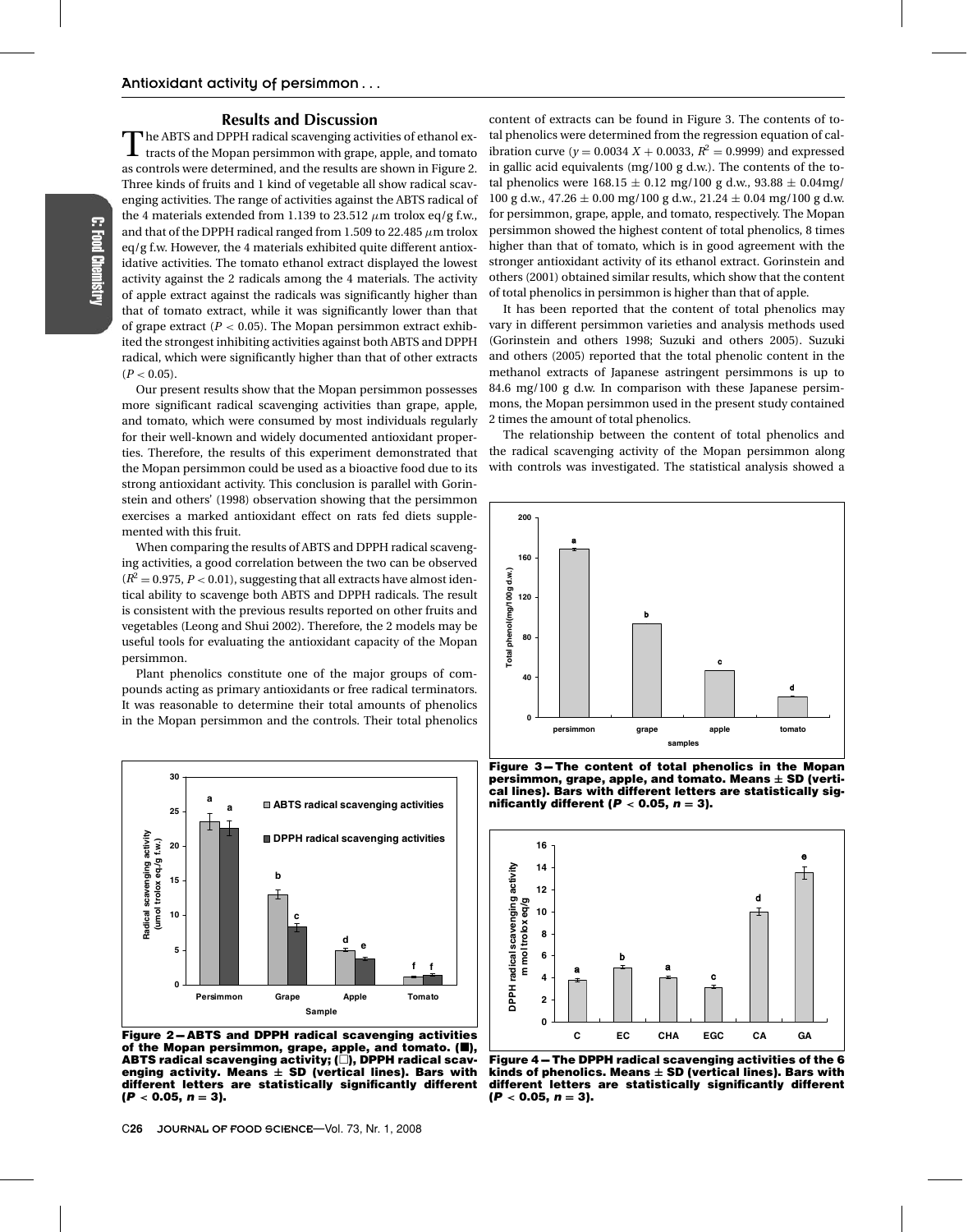## Results and Discussion

The ABTS and DPPH radical scavenging activities of ethanol extracts of the Mopan persimmon with grape, apple, and tomato as controls were determined, and the results are shown in Figure 2. Three kinds of fruits and 1 kind of vegetable all show radical scavenging activities. The range of activities against the ABTS radical of the 4 materials extended from 1.139 to 23.512 $\mu$m trolox eq/g f.w., and that of the DPPH radical ranged from 1.509 to 22.485 $\mu$m trolox eq/g f.w. However, the 4 materials exhibited quite different antioxidative activities. The tomato ethanol extract displayed the lowest activity against the 2 radicals among the 4 materials. The activity of apple extract against the radicals was significantly higher than that of tomato extract, while it was significantly lower than that of grape extract ($P < 0.05$). The Mopan persimmon extract exhibited the strongest inhibiting activities against both ABTS and DPPH radical, which were significantly higher than that of other extracts ($P < 0.05$).

Our present results show that the Mopan persimmon possesses more significant radical scavenging activities than grape, apple, and tomato, which were consumed by most individuals regularly for their well-known and widely documented antioxidant properties. Therefore, the results of this experiment demonstrated that the Mopan persimmon could be used as a bioactive food due to its strong antioxidant activity. This conclusion is parallel with Gorinstein and others' (1998) observation showing that the persimmon exercises a marked antioxidant effect on rats fed diets supplemented with this fruit.

When comparing the results of ABTS and DPPH radical scavenging activities, a good correlation between the two can be observed ($R^2 = 0.975$, $P < 0.01$), suggesting that all extracts have almost identical ability to scavenge both ABTS and DPPH radicals. The result is consistent with the previous results reported on other fruits and vegetables (Leong and Shui 2002). Therefore, the 2 models may be useful tools for evaluating the antioxidant capacity of the Mopan persimmon.

Plant phenolics constitute one of the major groups of compounds acting as primary antioxidants or free radical terminators. It was reasonable to determine their total amounts of phenolics in the Mopan persimmon and the controls. Their total phenolics content of extracts can be found in Figure 3. The contents of total phenolics were determined from the regression equation of calibration curve ($y = 0.0034\ X + 0.0033$, $R^2 = 0.9999$) and expressed in gallic acid equivalents (mg/100 g d.w.). The contents of the total phenolics were 168.15 ± 0.12 mg/100 g d.w., 93.88 ± 0.04mg/100 g d.w., 47.26 ± 0.00 mg/100 g d.w., 21.24 ± 0.04 mg/100 g d.w. for persimmon, grape, apple, and tomato, respectively. The Mopan persimmon showed the highest content of total phenolics, 8 times higher than that of tomato, which is in good agreement with the stronger antioxidant activity of its ethanol extract. Gorinstein and others (2001) obtained similar results, which show that the content of total phenolics in persimmon is higher than that of apple.

It has been reported that the content of total phenolics may vary in different persimmon varieties and analysis methods used (Gorinstein and others 1998; Suzuki and others 2005). Suzuki and others (2005) reported that the total phenolic content in the methanol extracts of Japanese astringent persimmons is up to 84.6 mg/100 g d.w. In comparison with these Japanese persimmons, the Mopan persimmon used in the present study contained 2 times the amount of total phenolics.

The relationship between the content of total phenolics and the radical scavenging activity of the Mopan persimmon along with controls was investigated. The statistical analysis showed a

**Figure 2—ABTS and DPPH radical scavenging activities of the Mopan persimmon, grape, apple, and tomato. (■), ABTS radical scavenging activity; (□), DPPH radical scavenging activity. Means ± SD (vertical lines). Bars with different letters are statistically significantly different ($P < 0.05$, $n = 3$).**

**Figure 3—The content of total phenolics in the Mopan persimmon, grape, apple, and tomato. Means ± SD (vertical lines). Bars with different letters are statistically significantly different ($P < 0.05$, $n = 3$).**

**Figure 4—The DPPH radical scavenging activities of the 6 kinds of phenolics. Means ± SD (vertical lines). Bars with different letters are statistically significantly different ($P < 0.05$, $n = 3$).**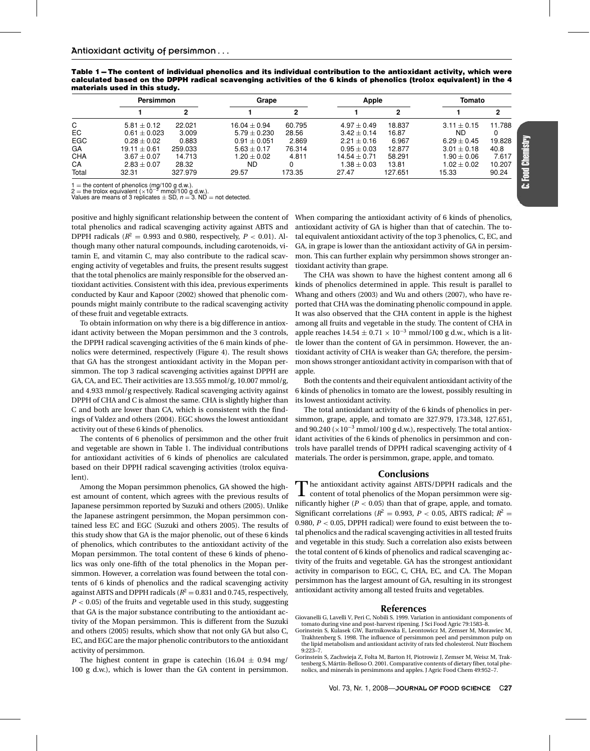**Table 1 — The content of individual phenolics and its individual contribution to the antioxidant activity, which were calculated based on the DPPH radical scavenging activities of the 6 kinds of phenolics (trolox equivalent) in the 4 materials used in this study.**

| | Persimmon | | Grape | | Apple | | Tomato | |
|---|---|---|---|---|---|---|---|---|
| | 1 | 2 | 1 | 2 | 1 | 2 | 1 | 2 |
| C | 5.81 ± 0.12 | 22.021 | 16.04 ± 0.94 | 60.795 | 4.97 ± 0.49 | 18.837 | 3.11 ± 0.15 | 11.788 |
| EC | 0.61 ± 0.023 | 3.009 | 5.79 ± 0.230 | 28.56 | 3.42 ± 0.14 | 16.87 | ND | 0 |
| EGC | 0.28 ± 0.02 | 0.883 | 0.91 ± 0.051 | 2.869 | 2.21 ± 0.16 | 6.967 | 6.29 ± 0.45 | 19.828 |
| GA | 19.11 ± 0.61 | 259.033 | 5.63 ± 0.17 | 76.314 | 0.95 ± 0.03 | 12.877 | 3.01 ± 0.18 | 40.8 |
| CHA | 3.67 ± 0.07 | 14.713 | 1.20 ± 0.02 | 4.811 | 14.54 ± 0.71 | 58.291 | 1.90 ± 0.06 | 7.617 |
| CA | 2.83 ± 0.07 | 28.32 | ND | 0 | 1.38 ± 0.03 | 13.81 | 1.02 ± 0.02 | 10.207 |
| Total | 32.31 | 327.979 | 29.57 | 173.35 | 27.47 | 127.651 | 15.33 | 90.24 |

1 = the content of phenolics (mg/100 g d.w.).
2 = the trolox equivalent ($\times10^{-3}$ mmol/100 g d.w.).
Values are means of 3 replicates ± SD, $n = 3$. ND = not detected.

positive and highly significant relationship between the content of total phenolics and radical scavenging activity against ABTS and DPPH radicals ($R^2 = 0.993$ and 0.980, respectively, $P < 0.01$). Although many other natural compounds, including carotenoids, vitamin E, and vitamin C, may also contribute to the radical scavenging activity of vegetables and fruits, the present results suggest that the total phenolics are mainly responsible for the observed antioxidant activities. Consistent with this idea, previous experiments conducted by Kaur and Kapoor (2002) showed that phenolic compounds might mainly contribute to the radical scavenging activity of these fruit and vegetable extracts.

To obtain information on why there is a big difference in antioxidant activity between the Mopan persimmon and the 3 controls, the DPPH radical scavenging activities of the 6 main kinds of phenolics were determined, respectively (Figure 4). The result shows that GA has the strongest antioxidant activity in the Mopan persimmon. The top 3 radical scavenging activities against DPPH are GA, CA, and EC. Their activities are 13.555 mmol/g, 10.007 mmol/g, and 4.933 mmol/g respectively. Radical scavenging activity against DPPH of CHA and C is almost the same. CHA is slightly higher than C and both are lower than CA, which is consistent with the findings of Valdez and others (2004). EGC shows the lowest antioxidant activity out of these 6 kinds of phenolics.

The contents of 6 phenolics of persimmon and the other fruit and vegetable are shown in Table 1. The individual contributions for antioxidant activities of 6 kinds of phenolics are calculated based on their DPPH radical scavenging activities (trolox equivalent).

Among the Mopan persimmon phenolics, GA showed the highest amount of content, which agrees with the previous results of Japanese persimmon reported by Suzuki and others (2005). Unlike the Japanese astringent persimmon, the Mopan persimmon contained less EC and EGC (Suzuki and others 2005). The results of this study show that GA is the major phenolic, out of these 6 kinds of phenolics, which contributes to the antioxidant activity of the Mopan persimmon. The total content of these 6 kinds of phenolics was only one-fifth of the total phenolics in the Mopan persimmon. However, a correlation was found between the total contents of 6 kinds of phenolics and the radical scavenging activity against ABTS and DPPH radicals ($R^2 = 0.831$ and 0.745, respectively, $P < 0.05$) of the fruits and vegetable used in this study, suggesting that GA is the major substance contributing to the antioxidant activity of the Mopan persimmon. This is different from the Suzuki and others (2005) results, which show that not only GA but also C, EC, and EGC are the major phenolic contributors to the antioxidant activity of persimmon.

The highest content in grape is catechin (16.04 ± 0.94 mg/100 g d.w.), which is lower than the GA content in persimmon. When comparing the antioxidant activity of 6 kinds of phenolics, antioxidant activity of GA is higher than that of catechin. The total equivalent antioxidant activity of the top 3 phenolics, C, EC, and GA, in grape is lower than the antioxidant activity of GA in persimmon. This can further explain why persimmon shows stronger antioxidant activity than grape.

The CHA was shown to have the highest content among all 6 kinds of phenolics determined in apple. This result is parallel to Whang and others (2003) and Wu and others (2007), who have reported that CHA was the dominating phenolic compound in apple. It was also observed that the CHA content in apple is the highest among all fruits and vegetable in the study. The content of CHA in apple reaches $14.54 \pm 0.71 \times 10^{-3}$ mmol/100 g d.w., which is a little lower than the content of GA in persimmon. However, the antioxidant activity of CHA is weaker than GA; therefore, the persimmon shows stronger antioxidant activity in comparison with that of apple.

Both the contents and their equivalent antioxidant activity of the 6 kinds of phenolics in tomato are the lowest, possibly resulting in its lowest antioxidant activity.

The total antioxidant activity of the 6 kinds of phenolics in persimmon, grape, apple, and tomato are 327.979, 173.348, 127.651, and 90.240 ($\times10^{-3}$ mmol/100 g d.w.), respectively. The total antioxidant activities of the 6 kinds of phenolics in persimmon and controls have parallel trends of DPPH radical scavenging activity of 4 materials. The order is persimmon, grape, apple, and tomato.

## Conclusions

The antioxidant activity against ABTS/DPPH radicals and the content of total phenolics of the Mopan persimmon were significantly higher ($P < 0.05$) than that of grape, apple, and tomato. Significant correlations ($R^2 = 0.993$, $P < 0.05$, ABTS radical; $R^2 = 0.980$, $P < 0.05$, DPPH radical) were found to exist between the total phenolics and the radical scavenging activities in all tested fruits and vegetable in this study. Such a correlation also exists between the total content of 6 kinds of phenolics and radical scavenging activity of the fruits and vegetable. GA has the strongest antioxidant activity in comparison to EGC, C, CHA, EC, and CA. The Mopan persimmon has the largest amount of GA, resulting in its strongest antioxidant activity among all tested fruits and vegetables.

## References

Giovanelli G, Lavelli V, Peri C, Nobili S. 1999. Variation in antioxidant components of tomato during vine and post-harvest ripening. J Sci Food Agric 79:1583–8.

Gorinstein S, Kulasek GW, Bartnikowska E, Leontowicz M, Zemser M, Morawiec M, Trakhtenberg S. 1998. The influence of persimmon peel and persimmon pulp on the lipid metabolism and antioxidant activity of rats fed cholesterol. Nutr Biochem 9:223–7.

Gorinstein S, Zachwieja Z, Folta M, Barton H, Piotrowiz J, Zemser M, Weisz M, Trakhtenberg S, Màrtín-Belloso O. 2001. Comparative contents of dietary fiber, total phenolics, and minerals in persimmons and apples. J Agric Food Chem 49:952–7.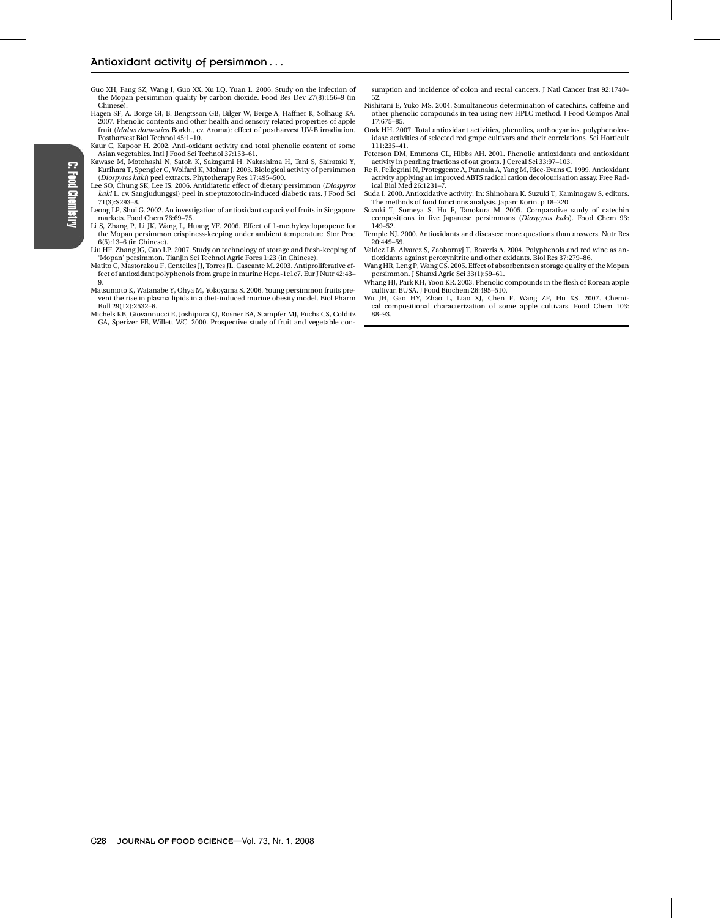Guo XH, Fang SZ, Wang J, Guo XX, Xu LQ, Yuan L. 2006. Study on the infection of the Mopan persimmon quality by carbon dioxide. Food Res Dev 27(8):156–9 (in Chinese).

Hagen SF, A. Borge GI, B. Bengtsson GB, Bilger W, Berge A, Haffner K, Solhaug KA. 2007. Phenolic contents and other health and sensory related properties of apple fruit (*Malus domestica* Borkh., cv. Aroma): effect of postharvest UV-B irradiation. Postharvest Biol Technol 45:1–10.

Kaur C, Kapoor H. 2002. Anti-oxidant activity and total phenolic content of some Asian vegetables. Intl J Food Sci Technol 37:153–61.

Kawase M, Motohashi N, Satoh K, Sakagami H, Nakashima H, Tani S, Shirataki Y, Kurihara T, Spengler G, Wolfard K, Molnar J. 2003. Biological activity of persimmon (*Diospyros kaki*) peel extracts. Phytotherapy Res 17:495–500.

Lee SO, Chung SK, Lee IS. 2006. Antidiatetic effect of dietary persimmon (*Diospyros kaki* L. cv. Sangjudunggsi) peel in streptozotocin-induced diabetic rats. J Food Sci 71(3):S293–8.

Leong LP, Shui G. 2002. An investigation of antioxidant capacity of fruits in Singapore markets. Food Chem 76:69–75.

Li S, Zhang P, Li JK, Wang L, Huang YF. 2006. Effect of 1-methylcyclopropene for the Mopan persimmon crispiness-keeping under ambient temperature. Stor Proc 6(5):13–6 (in Chinese).

Liu HF, Zhang JG, Guo LP. 2007. Study on technology of storage and fresh-keeping of 'Mopan' persimmon. Tianjin Sci Technol Agric Fores 1:23 (in Chinese).

Matito C, Mastorakou F, Centelles JJ, Torres JL, Cascante M. 2003. Antiproliferative effect of antioxidant polyphenols from grape in murine Hepa-1c1c7. Eur J Nutr 42:43–9.

Matsumoto K, Watanabe Y, Ohya M, Yokoyama S. 2006. Young persimmon fruits prevent the rise in plasma lipids in a diet-induced murine obesity model. Biol Pharm Bull 29(12):2532–6.

Michels KB, Giovannucci E, Joshipura KJ, Rosner BA, Stampfer MJ, Fuchs CS, Colditz GA, Sperizer FE, Willett WC. 2000. Prospective study of fruit and vegetable consumption and incidence of colon and rectal cancers. J Natl Cancer Inst 92:1740–52.

Nishitani E, Yuko MS. 2004. Simultaneous determination of catechins, caffeine and other phenolic compounds in tea using new HPLC method. J Food Compos Anal 17:675–85.

Orak HH. 2007. Total antioxidant activities, phenolics, anthocyanins, polyphenoloxidase activities of selected red grape cultivars and their correlations. Sci Horticult 111:235–41.

Peterson DM, Emmons CL, Hibbs AH. 2001. Phenolic antioxidants and antioxidant activity in pearling fractions of oat groats. J Cereal Sci 33:97–103.

Re R, Pellegrini N, Proteggente A, Pannala A, Yang M, Rice-Evans C. 1999. Antioxidant activity applying an improved ABTS radical cation decolourisation assay. Free Radical Biol Med 26:1231–7.

Suda I. 2000. Antioxidative activity. In: Shinohara K, Suzuki T, Kaminogaw S, editors. The methods of food functions analysis. Japan: Korin. p 18–220.

Suzuki T, Someya S, Hu F, Tanokura M. 2005. Comparative study of catechin compositions in five Japanese persimmons (*Diospyros kaki*). Food Chem 93: 149–52.

Temple NJ. 2000. Antioxidants and diseases: more questions than answers. Nutr Res 20:449–59.

Valdez LB, Alvarez S, Zaobornyj T, Boveris A. 2004. Polyphenols and red wine as antioxidants against peroxynitrite and other oxidants. Biol Res 37:279–86.

Wang HR, Leng P, Wang CS. 2005. Effect of absorbents on storage quality of the Mopan persimmon. J Shanxi Agric Sci 33(1):59–61.

Whang HJ, Park KH, Yoon KR. 2003. Phenolic compounds in the flesh of Korean apple cultivar. BUSA. J Food Biochem 26:495–510.

Wu JH, Gao HY, Zhao L, Liao XJ, Chen F, Wang ZF, Hu XS. 2007. Chemical compositional characterization of some apple cultivars. Food Chem 103: 88–93.